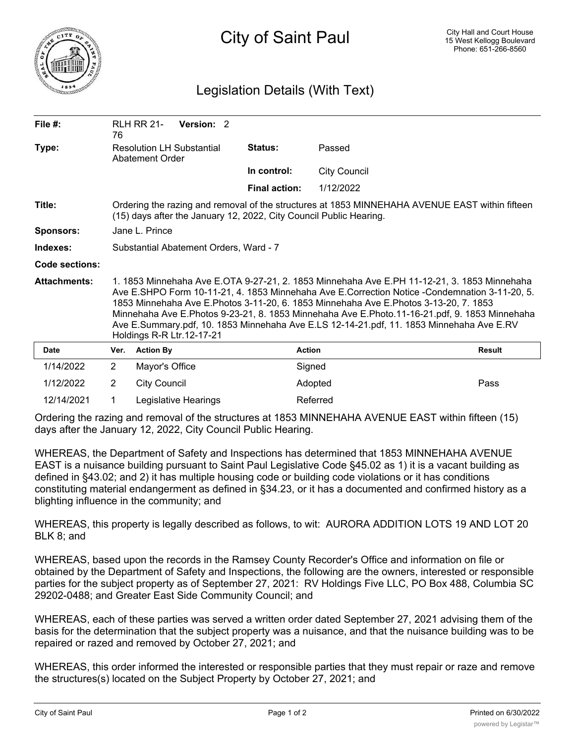# City of Saint Paul

City Hall and Court House
15 West Kellogg Boulevard
Phone: 651-266-8560

## Legislation Details (With Text)

| | | | |
|---|---|---|---|
| **File #:** | RLH RR 21-76 **Version:** 2 | | |
| **Type:** | Resolution LH Substantial Abatement Order | **Status:** | Passed |
| | | **In control:** | City Council |
| | | **Final action:** | 1/12/2022 |

**Title:** Ordering the razing and removal of the structures at 1853 MINNEHAHA AVENUE EAST within fifteen (15) days after the January 12, 2022, City Council Public Hearing.

**Sponsors:** Jane L. Prince

**Indexes:** Substantial Abatement Orders, Ward - 7

**Code sections:**

**Attachments:** 1. 1853 Minnehaha Ave E.OTA 9-27-21, 2. 1853 Minnehaha Ave E.PH 11-12-21, 3. 1853 Minnehaha Ave E.SHPO Form 10-11-21, 4. 1853 Minnehaha Ave E.Correction Notice -Condemnation 3-11-20, 5. 1853 Minnehaha Ave E.Photos 3-11-20, 6. 1853 Minnehaha Ave E.Photos 3-13-20, 7. 1853 Minnehaha Ave E.Photos 9-23-21, 8. 1853 Minnehaha Ave E.Photo.11-16-21.pdf, 9. 1853 Minnehaha Ave E.Summary.pdf, 10. 1853 Minnehaha Ave E.LS 12-14-21.pdf, 11. 1853 Minnehaha Ave E.RV Holdings R-R Ltr.12-17-21

| Date | Ver. | Action By | Action | Result |
|---|---|---|---|---|
| 1/14/2022 | 2 | Mayor's Office | Signed | |
| 1/12/2022 | 2 | City Council | Adopted | Pass |
| 12/14/2021 | 1 | Legislative Hearings | Referred | |

Ordering the razing and removal of the structures at 1853 MINNEHAHA AVENUE EAST within fifteen (15) days after the January 12, 2022, City Council Public Hearing.

WHEREAS, the Department of Safety and Inspections has determined that 1853 MINNEHAHA AVENUE EAST is a nuisance building pursuant to Saint Paul Legislative Code §45.02 as 1) it is a vacant building as defined in §43.02; and 2) it has multiple housing code or building code violations or it has conditions constituting material endangerment as defined in §34.23, or it has a documented and confirmed history as a blighting influence in the community; and

WHEREAS, this property is legally described as follows, to wit: AURORA ADDITION LOTS 19 AND LOT 20 BLK 8; and

WHEREAS, based upon the records in the Ramsey County Recorder's Office and information on file or obtained by the Department of Safety and Inspections, the following are the owners, interested or responsible parties for the subject property as of September 27, 2021: RV Holdings Five LLC, PO Box 488, Columbia SC 29202-0488; and Greater East Side Community Council; and

WHEREAS, each of these parties was served a written order dated September 27, 2021 advising them of the basis for the determination that the subject property was a nuisance, and that the nuisance building was to be repaired or razed and removed by October 27, 2021; and

WHEREAS, this order informed the interested or responsible parties that they must repair or raze and remove the structures(s) located on the Subject Property by October 27, 2021; and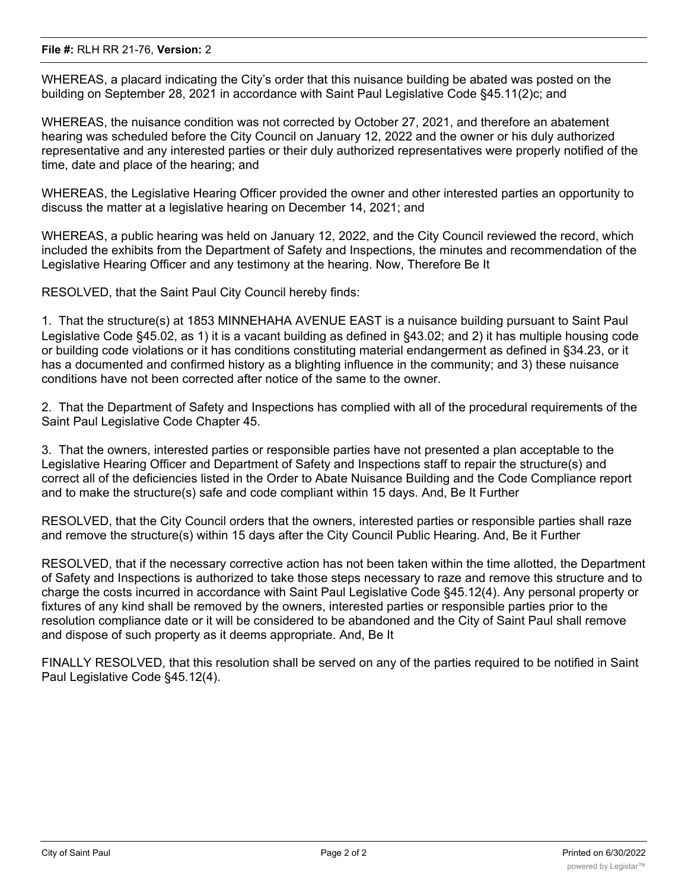WHEREAS, a placard indicating the City's order that this nuisance building be abated was posted on the building on September 28, 2021 in accordance with Saint Paul Legislative Code §45.11(2)c; and

WHEREAS, the nuisance condition was not corrected by October 27, 2021, and therefore an abatement hearing was scheduled before the City Council on January 12, 2022 and the owner or his duly authorized representative and any interested parties or their duly authorized representatives were properly notified of the time, date and place of the hearing; and

WHEREAS, the Legislative Hearing Officer provided the owner and other interested parties an opportunity to discuss the matter at a legislative hearing on December 14, 2021; and

WHEREAS, a public hearing was held on January 12, 2022, and the City Council reviewed the record, which included the exhibits from the Department of Safety and Inspections, the minutes and recommendation of the Legislative Hearing Officer and any testimony at the hearing. Now, Therefore Be It

RESOLVED, that the Saint Paul City Council hereby finds:

1. That the structure(s) at 1853 MINNEHAHA AVENUE EAST is a nuisance building pursuant to Saint Paul Legislative Code §45.02, as 1) it is a vacant building as defined in §43.02; and 2) it has multiple housing code or building code violations or it has conditions constituting material endangerment as defined in §34.23, or it has a documented and confirmed history as a blighting influence in the community; and 3) these nuisance conditions have not been corrected after notice of the same to the owner.

2. That the Department of Safety and Inspections has complied with all of the procedural requirements of the Saint Paul Legislative Code Chapter 45.

3. That the owners, interested parties or responsible parties have not presented a plan acceptable to the Legislative Hearing Officer and Department of Safety and Inspections staff to repair the structure(s) and correct all of the deficiencies listed in the Order to Abate Nuisance Building and the Code Compliance report and to make the structure(s) safe and code compliant within 15 days. And, Be It Further

RESOLVED, that the City Council orders that the owners, interested parties or responsible parties shall raze and remove the structure(s) within 15 days after the City Council Public Hearing. And, Be it Further

RESOLVED, that if the necessary corrective action has not been taken within the time allotted, the Department of Safety and Inspections is authorized to take those steps necessary to raze and remove this structure and to charge the costs incurred in accordance with Saint Paul Legislative Code §45.12(4). Any personal property or fixtures of any kind shall be removed by the owners, interested parties or responsible parties prior to the resolution compliance date or it will be considered to be abandoned and the City of Saint Paul shall remove and dispose of such property as it deems appropriate. And, Be It

FINALLY RESOLVED, that this resolution shall be served on any of the parties required to be notified in Saint Paul Legislative Code §45.12(4).